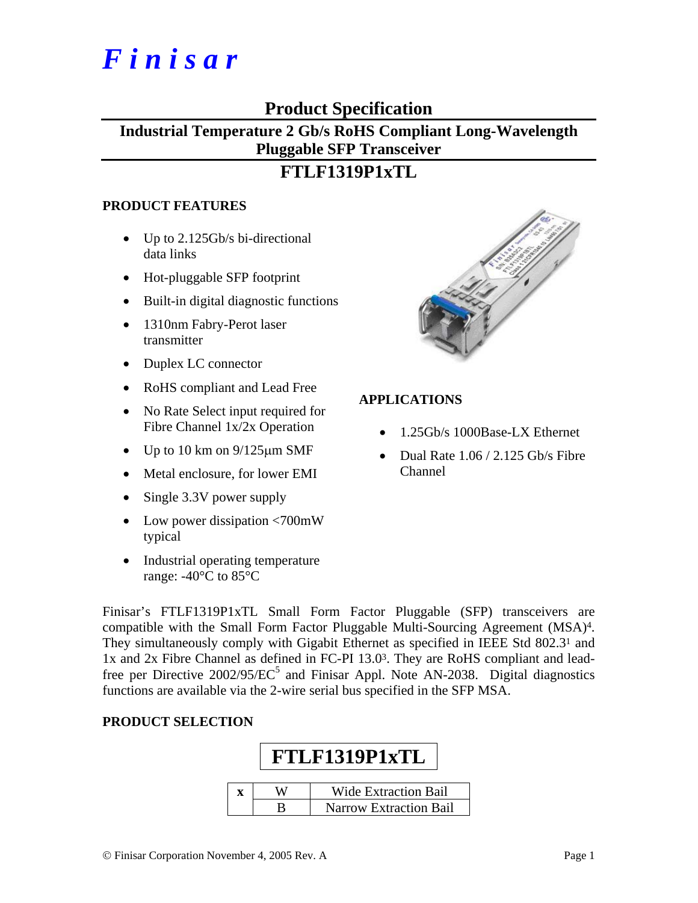# Finisar

## Product Specification

## Industrial Temperature 2 Gb/s RoHS Compliant Long-Wavelength Pluggable SFP Transceiver

## FTLF1319P1xTL

### PRODUCT FEATURES

- Up to 2.125Gb/s bi-directional data links
- Hot-pluggable SFP footprint
- Built-in digital diagnostic functions
- 1310nm Fabry-Perot laser transmitter
- Duplex LC connector
- RoHS compliant and Lead Free
- No Rate Select input required for Fibre Channel 1x/2x Operation
- Up to 10 km on 9/125μm SMF
- Metal enclosure, for lower EMI
- Single 3.3V power supply
- Low power dissipation <700mW typical
- Industrial operating temperature range: -40°C to 85°C

### APPLICATIONS

- 1.25Gb/s 1000Base-LX Ethernet
- Dual Rate 1.06 / 2.125 Gb/s Fibre Channel

Finisar's FTLF1319P1xTL Small Form Factor Pluggable (SFP) transceivers are compatible with the Small Form Factor Pluggable Multi-Sourcing Agreement (MSA)[4]. They simultaneously comply with Gigabit Ethernet as specified in IEEE Std 802.3[1] and 1x and 2x Fibre Channel as defined in FC-PI 13.0[3]. They are RoHS compliant and lead-free per Directive 2002/95/EC[5] and Finisar Appl. Note AN-2038. Digital diagnostics functions are available via the 2-wire serial bus specified in the SFP MSA.

### PRODUCT SELECTION

**FTLF1319P1xTL**

| x | W | Wide Extraction Bail |
|---|---|---|
| | B | Narrow Extraction Bail |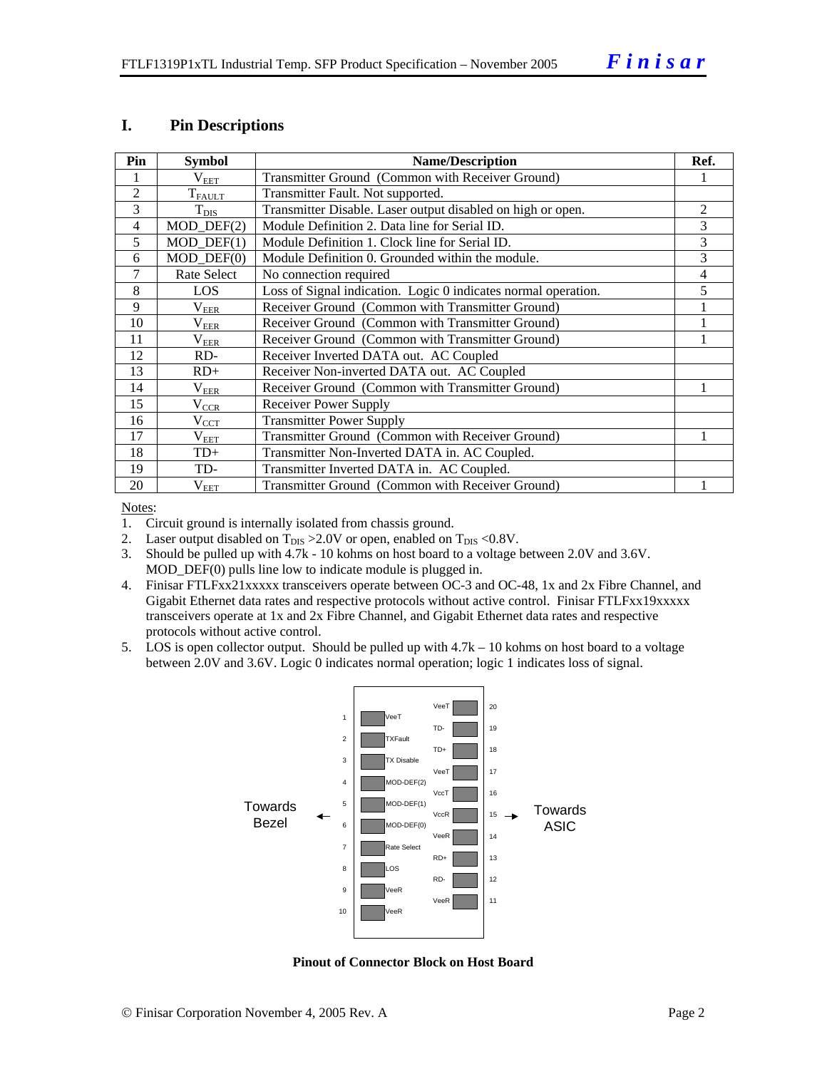## I. Pin Descriptions

| Pin | Symbol | Name/Description | Ref. |
|---|---|---|---|
| 1 | $V_{EET}$ | Transmitter Ground (Common with Receiver Ground) | 1 |
| 2 | $T_{FAULT}$ | Transmitter Fault. Not supported. | |
| 3 | $T_{DIS}$ | Transmitter Disable. Laser output disabled on high or open. | 2 |
| 4 | MOD_DEF(2) | Module Definition 2. Data line for Serial ID. | 3 |
| 5 | MOD_DEF(1) | Module Definition 1. Clock line for Serial ID. | 3 |
| 6 | MOD_DEF(0) | Module Definition 0. Grounded within the module. | 3 |
| 7 | Rate Select | No connection required | 4 |
| 8 | LOS | Loss of Signal indication. Logic 0 indicates normal operation. | 5 |
| 9 | $V_{EER}$ | Receiver Ground (Common with Transmitter Ground) | 1 |
| 10 | $V_{EER}$ | Receiver Ground (Common with Transmitter Ground) | 1 |
| 11 | $V_{EER}$ | Receiver Ground (Common with Transmitter Ground) | 1 |
| 12 | RD- | Receiver Inverted DATA out. AC Coupled | |
| 13 | RD+ | Receiver Non-inverted DATA out. AC Coupled | |
| 14 | $V_{EER}$ | Receiver Ground (Common with Transmitter Ground) | 1 |
| 15 | $V_{CCR}$ | Receiver Power Supply | |
| 16 | $V_{CCT}$ | Transmitter Power Supply | |
| 17 | $V_{EET}$ | Transmitter Ground (Common with Receiver Ground) | 1 |
| 18 | TD+ | Transmitter Non-Inverted DATA in. AC Coupled. | |
| 19 | TD- | Transmitter Inverted DATA in. AC Coupled. | |
| 20 | $V_{EET}$ | Transmitter Ground (Common with Receiver Ground) | 1 |

Notes:

1. Circuit ground is internally isolated from chassis ground.
2. Laser output disabled on $T_{DIS}$ >2.0V or open, enabled on $T_{DIS}$ <0.8V.
3. Should be pulled up with 4.7k - 10 kohms on host board to a voltage between 2.0V and 3.6V. MOD_DEF(0) pulls line low to indicate module is plugged in.
4. Finisar FTLFxx21xxxxx transceivers operate between OC-3 and OC-48, 1x and 2x Fibre Channel, and Gigabit Ethernet data rates and respective protocols without active control. Finisar FTLFxx19xxxxx transceivers operate at 1x and 2x Fibre Channel, and Gigabit Ethernet data rates and respective protocols without active control.
5. LOS is open collector output. Should be pulled up with 4.7k – 10 kohms on host board to a voltage between 2.0V and 3.6V. Logic 0 indicates normal operation; logic 1 indicates loss of signal.

**Pinout of Connector Block on Host Board**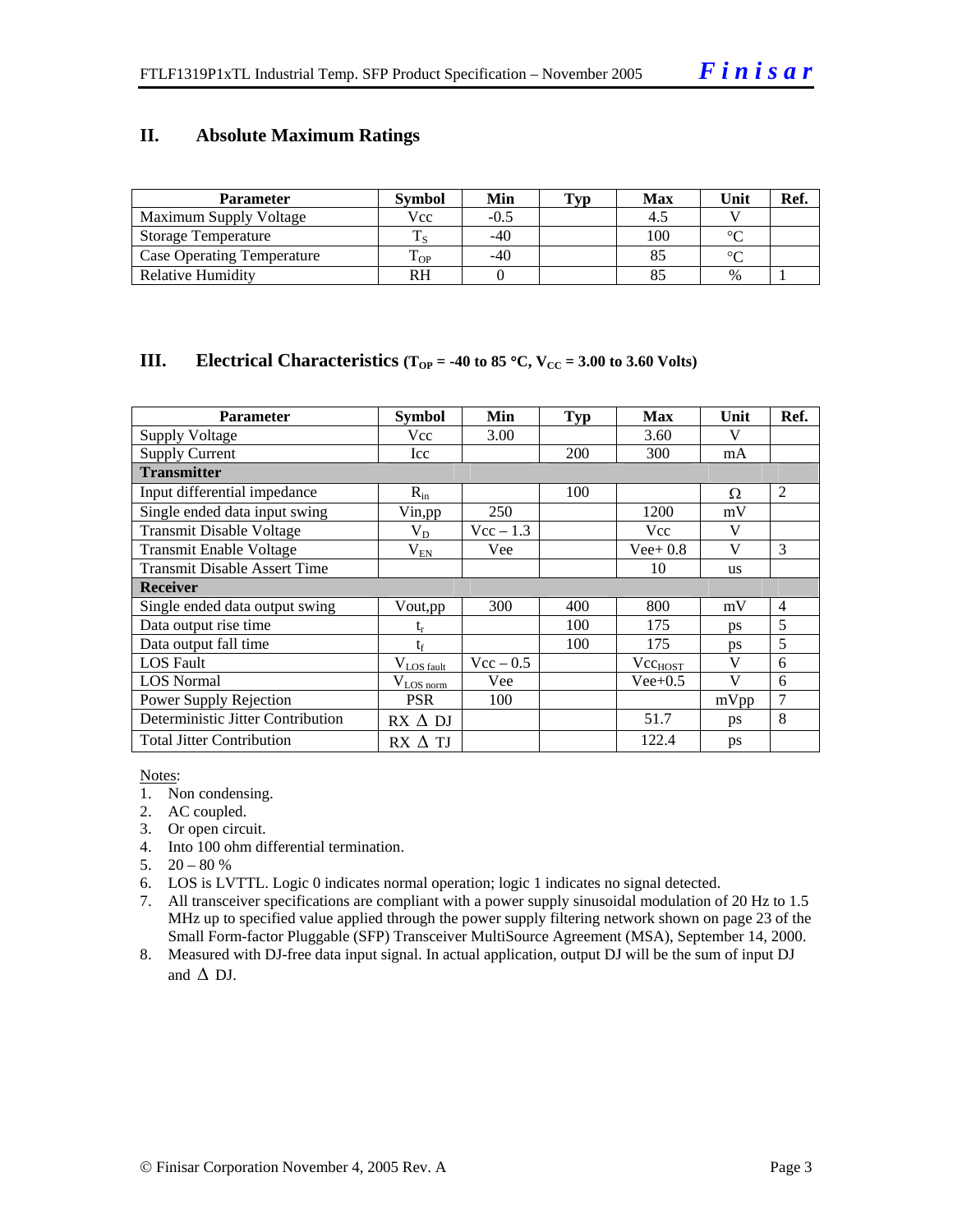## II. Absolute Maximum Ratings

| Parameter | Symbol | Min | Typ | Max | Unit | Ref. |
|---|---|---|---|---|---|---|
| Maximum Supply Voltage | Vcc | -0.5 | | 4.5 | V | |
| Storage Temperature | $T_S$ | -40 | | 100 | °C | |
| Case Operating Temperature | $T_{OP}$ | -40 | | 85 | °C | |
| Relative Humidity | RH | 0 | | 85 | % | 1 |

## III. Electrical Characteristics ($T_{OP}$ = -40 to 85 °C, $V_{CC}$ = 3.00 to 3.60 Volts)

| Parameter | Symbol | Min | Typ | Max | Unit | Ref. |
|---|---|---|---|---|---|---|
| Supply Voltage | Vcc | 3.00 | | 3.60 | V | |
| Supply Current | Icc | | 200 | 300 | mA | |
| **Transmitter** | | | | | | |
| Input differential impedance | $R_{in}$ | | 100 | | Ω | 2 |
| Single ended data input swing | Vin,pp | 250 | | 1200 | mV | |
| Transmit Disable Voltage | $V_D$ | Vcc – 1.3 | | Vcc | V | |
| Transmit Enable Voltage | $V_{EN}$ | Vee | | Vee+ 0.8 | V | 3 |
| Transmit Disable Assert Time | | | | 10 | us | |
| **Receiver** | | | | | | |
| Single ended data output swing | Vout,pp | 300 | 400 | 800 | mV | 4 |
| Data output rise time | $t_r$ | | 100 | 175 | ps | 5 |
| Data output fall time | $t_f$ | | 100 | 175 | ps | 5 |
| LOS Fault | $V_{LOS\ fault}$ | Vcc – 0.5 | | $Vcc_{HOST}$ | V | 6 |
| LOS Normal | $V_{LOS\ norm}$ | Vee | | Vee+0.5 | V | 6 |
| Power Supply Rejection | PSR | 100 | | | mVpp | 7 |
| Deterministic Jitter Contribution | RX Δ DJ | | | 51.7 | ps | 8 |
| Total Jitter Contribution | RX Δ TJ | | | 122.4 | ps | |

Notes:

1. Non condensing.
2. AC coupled.
3. Or open circuit.
4. Into 100 ohm differential termination.
5. 20 – 80 %
6. LOS is LVTTL. Logic 0 indicates normal operation; logic 1 indicates no signal detected.
7. All transceiver specifications are compliant with a power supply sinusoidal modulation of 20 Hz to 1.5 MHz up to specified value applied through the power supply filtering network shown on page 23 of the Small Form-factor Pluggable (SFP) Transceiver MultiSource Agreement (MSA), September 14, 2000.
8. Measured with DJ-free data input signal. In actual application, output DJ will be the sum of input DJ and Δ DJ.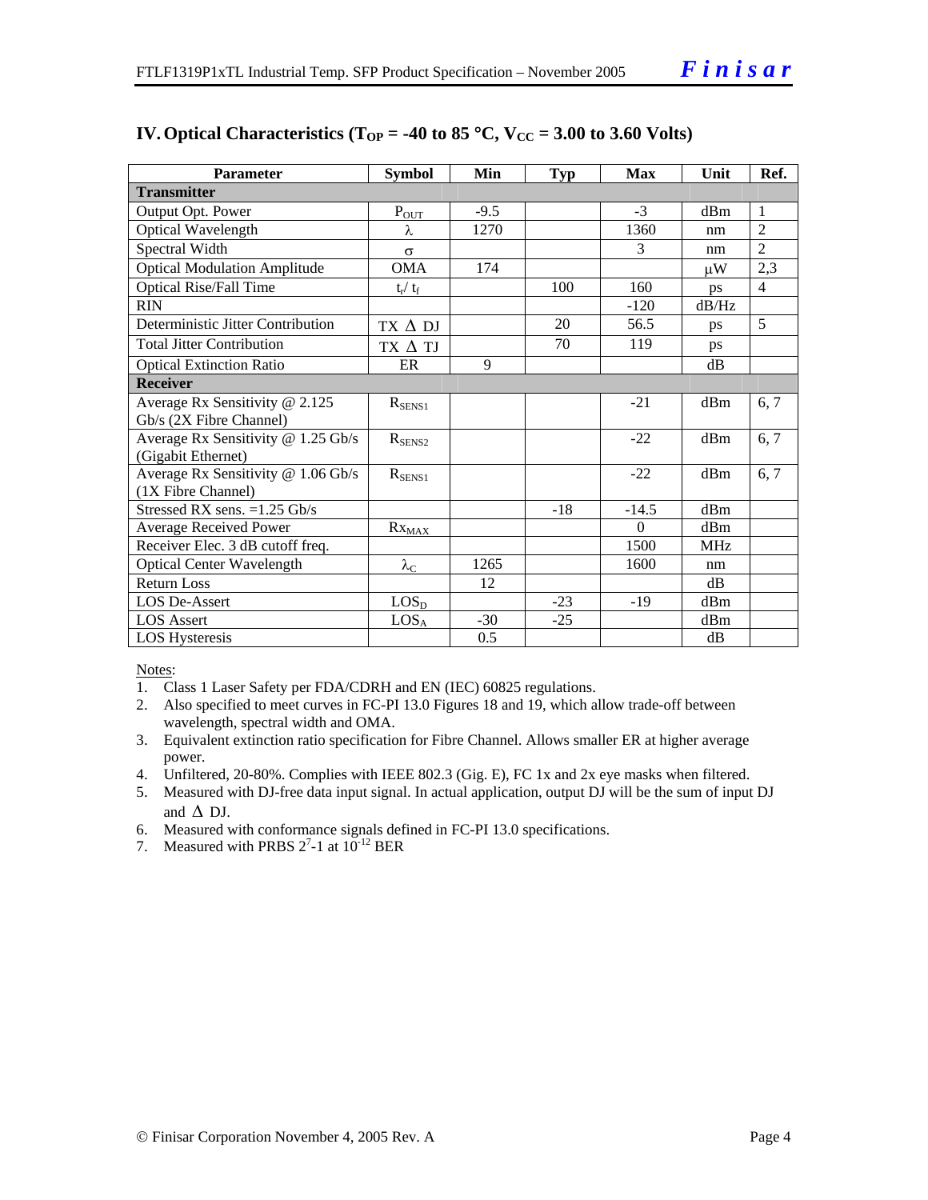## IV. Optical Characteristics ($T_{OP}$ = -40 to 85 °C, $V_{CC}$ = 3.00 to 3.60 Volts)

| Parameter | Symbol | Min | Typ | Max | Unit | Ref. |
|---|---|---|---|---|---|---|
| **Transmitter** | | | | | | |
| Output Opt. Power | $P_{OUT}$ | -9.5 | | -3 | dBm | 1 |
| Optical Wavelength | $\lambda$ | 1270 | | 1360 | nm | 2 |
| Spectral Width | $\sigma$ | | | 3 | nm | 2 |
| Optical Modulation Amplitude | OMA | 174 | | | μW | 2,3 |
| Optical Rise/Fall Time | $t_r$/ $t_f$ | | 100 | 160 | ps | 4 |
| RIN | | | | -120 | dB/Hz | |
| Deterministic Jitter Contribution | TX Δ DJ | | 20 | 56.5 | ps | 5 |
| Total Jitter Contribution | TX Δ TJ | | 70 | 119 | ps | |
| Optical Extinction Ratio | ER | 9 | | | dB | |
| **Receiver** | | | | | | |
| Average Rx Sensitivity @ 2.125 Gb/s (2X Fibre Channel) | $R_{SENS1}$ | | | -21 | dBm | 6, 7 |
| Average Rx Sensitivity @ 1.25 Gb/s (Gigabit Ethernet) | $R_{SENS2}$ | | | -22 | dBm | 6, 7 |
| Average Rx Sensitivity @ 1.06 Gb/s (1X Fibre Channel) | $R_{SENS1}$ | | | -22 | dBm | 6, 7 |
| Stressed RX sens. =1.25 Gb/s | | | -18 | -14.5 | dBm | |
| Average Received Power | $Rx_{MAX}$ | | | 0 | dBm | |
| Receiver Elec. 3 dB cutoff freq. | | | | 1500 | MHz | |
| Optical Center Wavelength | $\lambda_C$ | 1265 | | 1600 | nm | |
| Return Loss | | 12 | | | dB | |
| LOS De-Assert | $LOS_D$ | | -23 | -19 | dBm | |
| LOS Assert | $LOS_A$ | -30 | -25 | | dBm | |
| LOS Hysteresis | | 0.5 | | | dB | |

Notes:

1. Class 1 Laser Safety per FDA/CDRH and EN (IEC) 60825 regulations.
2. Also specified to meet curves in FC-PI 13.0 Figures 18 and 19, which allow trade-off between wavelength, spectral width and OMA.
3. Equivalent extinction ratio specification for Fibre Channel. Allows smaller ER at higher average power.
4. Unfiltered, 20-80%. Complies with IEEE 802.3 (Gig. E), FC 1x and 2x eye masks when filtered.
5. Measured with DJ-free data input signal. In actual application, output DJ will be the sum of input DJ and Δ DJ.
6. Measured with conformance signals defined in FC-PI 13.0 specifications.
7. Measured with PRBS $2^7$-1 at $10^{-12}$ BER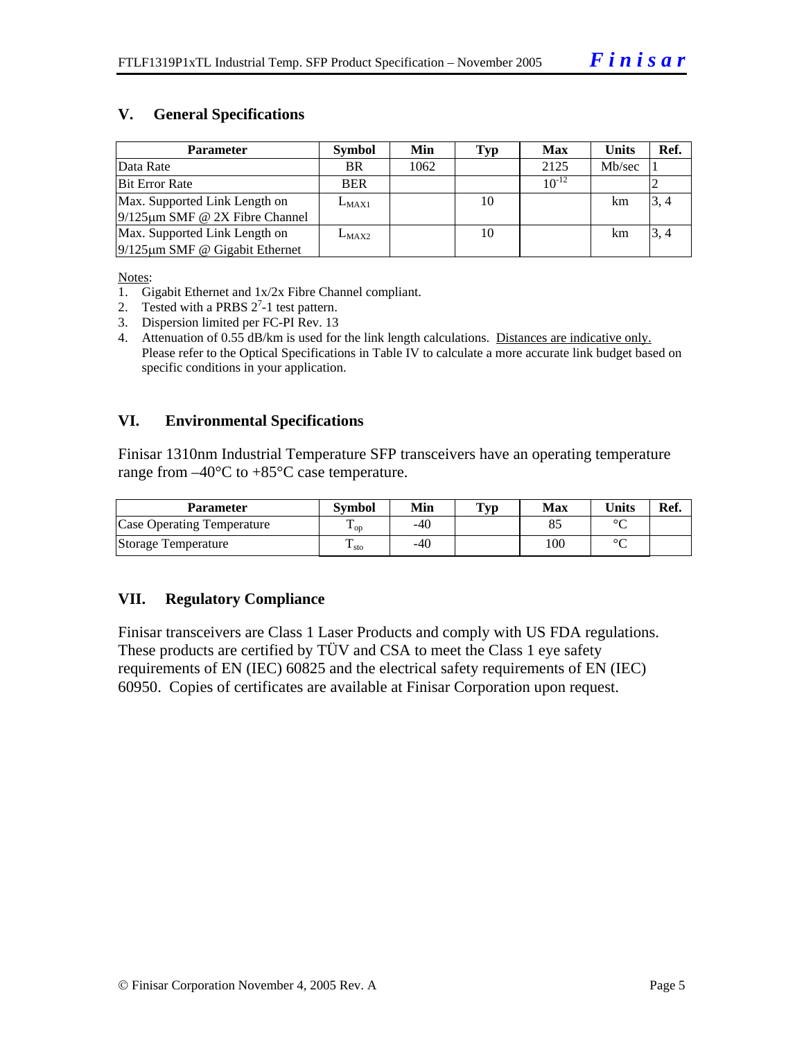## V. General Specifications

| Parameter | Symbol | Min | Typ | Max | Units | Ref. |
|---|---|---|---|---|---|---|
| Data Rate | BR | 1062 | | 2125 | Mb/sec | 1 |
| Bit Error Rate | BER | | | $10^{-12}$ | | 2 |
| Max. Supported Link Length on 9/125μm SMF @ 2X Fibre Channel | $L_{MAX1}$ | | 10 | | km | 3, 4 |
| Max. Supported Link Length on 9/125μm SMF @ Gigabit Ethernet | $L_{MAX2}$ | | 10 | | km | 3, 4 |

Notes:

1. Gigabit Ethernet and 1x/2x Fibre Channel compliant.
2. Tested with a PRBS $2^7$-1 test pattern.
3. Dispersion limited per FC-PI Rev. 13
4. Attenuation of 0.55 dB/km is used for the link length calculations. Distances are indicative only. Please refer to the Optical Specifications in Table IV to calculate a more accurate link budget based on specific conditions in your application.

## VI. Environmental Specifications

Finisar 1310nm Industrial Temperature SFP transceivers have an operating temperature range from –40°C to +85°C case temperature.

| Parameter | Symbol | Min | Typ | Max | Units | Ref. |
|---|---|---|---|---|---|---|
| Case Operating Temperature | $T_{op}$ | -40 | | 85 | °C | |
| Storage Temperature | $T_{sto}$ | -40 | | 100 | °C | |

## VII. Regulatory Compliance

Finisar transceivers are Class 1 Laser Products and comply with US FDA regulations. These products are certified by TÜV and CSA to meet the Class 1 eye safety requirements of EN (IEC) 60825 and the electrical safety requirements of EN (IEC) 60950. Copies of certificates are available at Finisar Corporation upon request.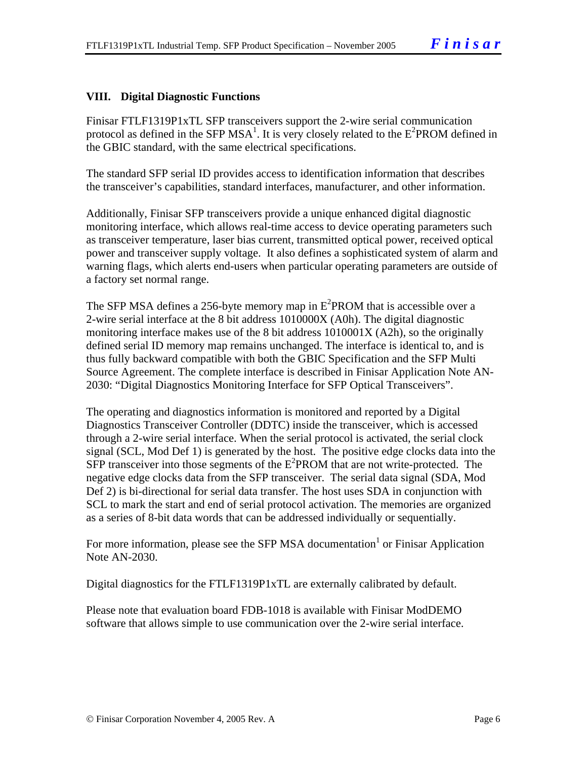## VIII. Digital Diagnostic Functions

Finisar FTLF1319P1xTL SFP transceivers support the 2-wire serial communication protocol as defined in the SFP MSA[1]. It is very closely related to the $E^2$PROM defined in the GBIC standard, with the same electrical specifications.

The standard SFP serial ID provides access to identification information that describes the transceiver's capabilities, standard interfaces, manufacturer, and other information.

Additionally, Finisar SFP transceivers provide a unique enhanced digital diagnostic monitoring interface, which allows real-time access to device operating parameters such as transceiver temperature, laser bias current, transmitted optical power, received optical power and transceiver supply voltage. It also defines a sophisticated system of alarm and warning flags, which alerts end-users when particular operating parameters are outside of a factory set normal range.

The SFP MSA defines a 256-byte memory map in $E^2$PROM that is accessible over a 2-wire serial interface at the 8 bit address 1010000X (A0h). The digital diagnostic monitoring interface makes use of the 8 bit address 1010001X (A2h), so the originally defined serial ID memory map remains unchanged. The interface is identical to, and is thus fully backward compatible with both the GBIC Specification and the SFP Multi Source Agreement. The complete interface is described in Finisar Application Note AN-2030: "Digital Diagnostics Monitoring Interface for SFP Optical Transceivers".

The operating and diagnostics information is monitored and reported by a Digital Diagnostics Transceiver Controller (DDTC) inside the transceiver, which is accessed through a 2-wire serial interface. When the serial protocol is activated, the serial clock signal (SCL, Mod Def 1) is generated by the host. The positive edge clocks data into the SFP transceiver into those segments of the $E^2$PROM that are not write-protected. The negative edge clocks data from the SFP transceiver. The serial data signal (SDA, Mod Def 2) is bi-directional for serial data transfer. The host uses SDA in conjunction with SCL to mark the start and end of serial protocol activation. The memories are organized as a series of 8-bit data words that can be addressed individually or sequentially.

For more information, please see the SFP MSA documentation[1] or Finisar Application Note AN-2030.

Digital diagnostics for the FTLF1319P1xTL are externally calibrated by default.

Please note that evaluation board FDB-1018 is available with Finisar ModDEMO software that allows simple to use communication over the 2-wire serial interface.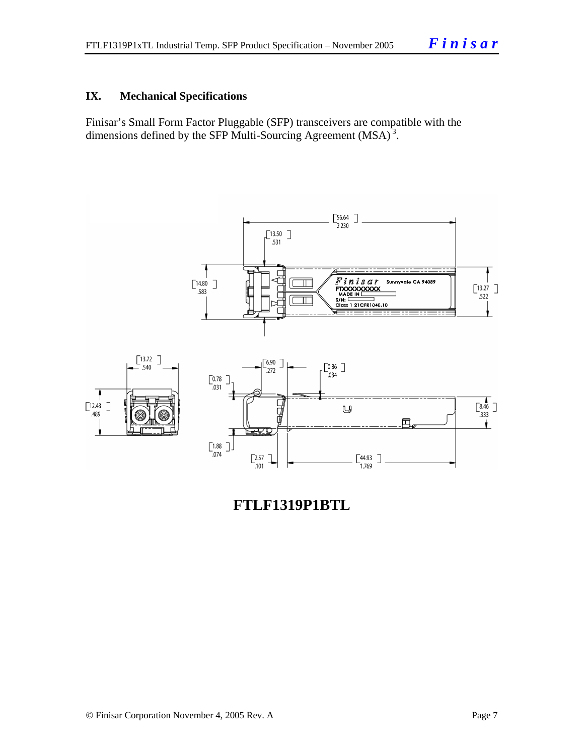## IX. Mechanical Specifications

Finisar's Small Form Factor Pluggable (SFP) transceivers are compatible with the dimensions defined by the SFP Multi-Sourcing Agreement (MSA) [3].

**FTLF1319P1BTL**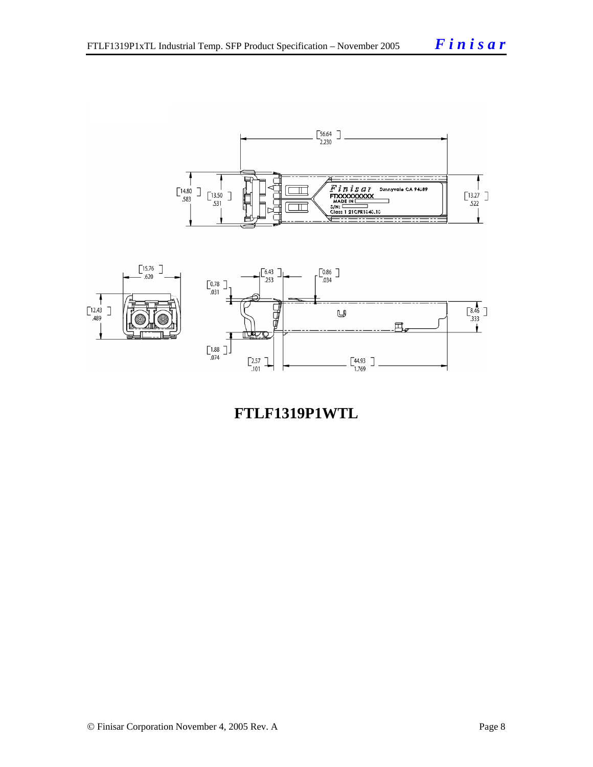**FTLF1319P1WTL**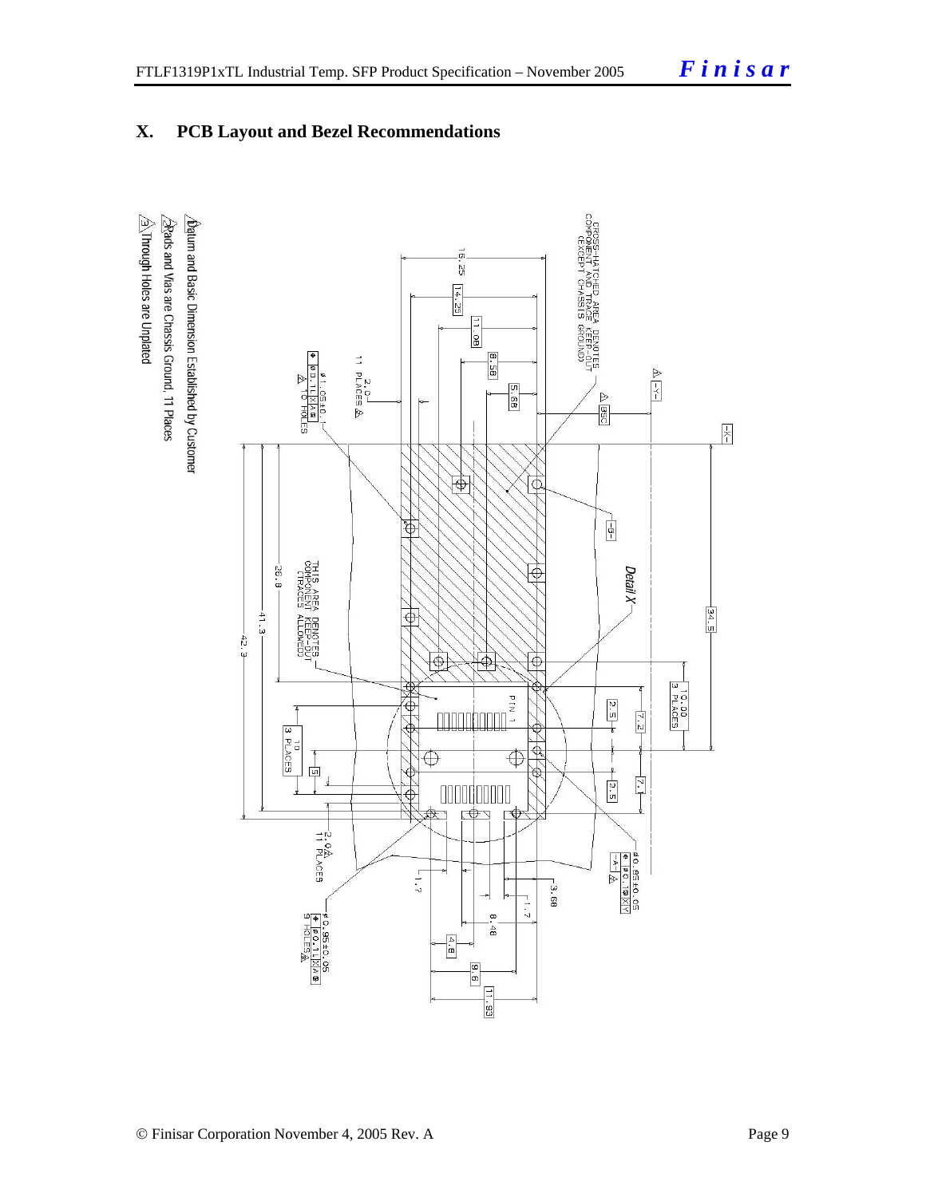## X. PCB Layout and Bezel Recommendations

1. Datum and Basic Dimension Established by Customer
2. Pads and Vias are Chassis Ground, 11 Places
3. Through Holes are Unplated

CROSS-HATCHED AREA DENOTES COMPONENT AND TRACE KEEP-OUT (EXCEPT CHASSIS GROUND)

THIS AREA DENOTES COMPONENT KEEP-OUT (TRACES ALLOWED)

Detail X

PIN 1

16.25 | 14.25 | 11.08 | 8.58 | 5.68 | 3 BSC | 34.5 | 26.8 | 41.3 | 42.3 | 10.00 3 PLACES | 7.2 | 2.5 | 7.1 | 2.5 | 10 3 PLACES | 5

2.0 11 PLACES

ø1.05±0.1 ⌖ ø0.1 X A S — 4 HOLES

ø0.85±0.05 ⌖ ø0.1 X Y

ø0.95±0.05 ⌖ ø0.1 X A S — 9 HOLES

1.7 | 3.68 | 1.7 | 8.48 | 4.8 | 9.6 | 11.93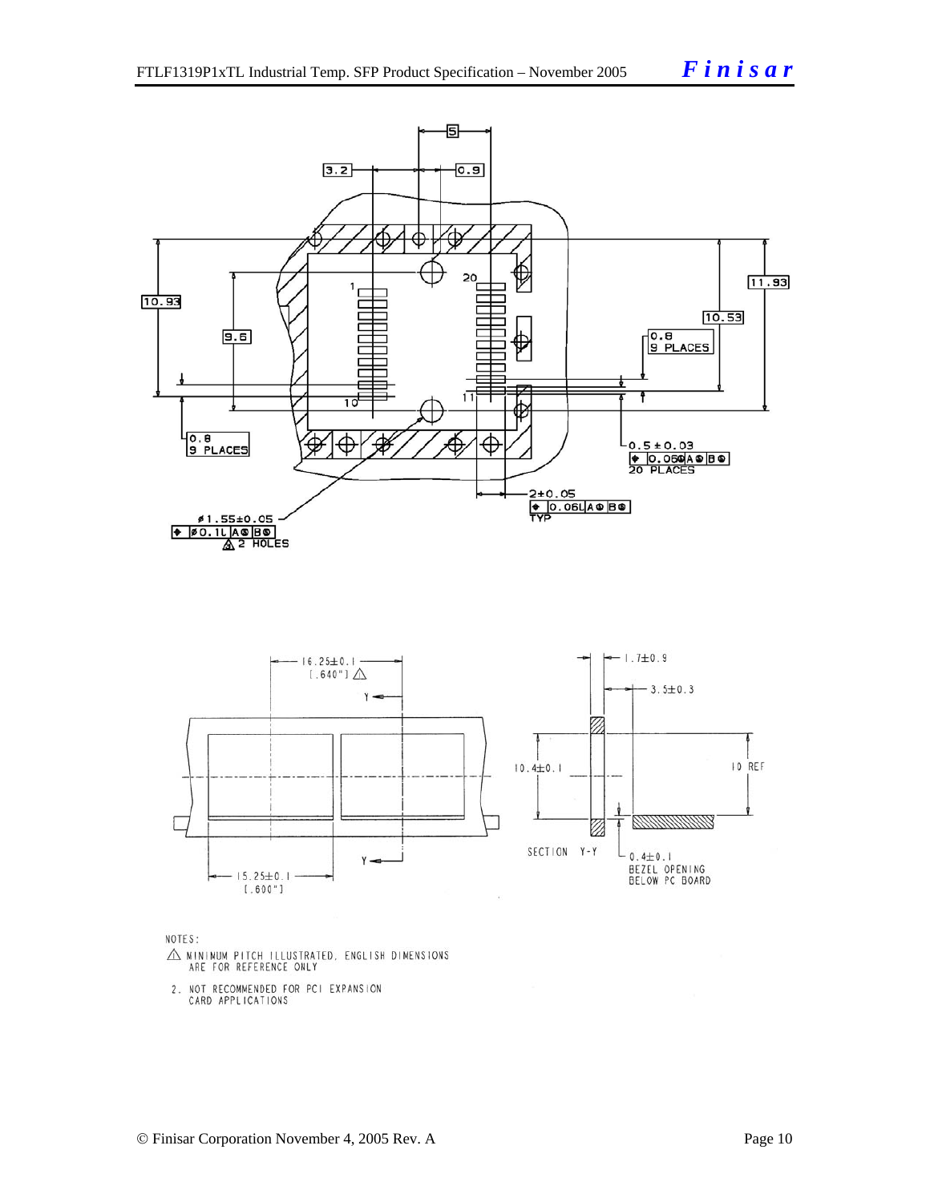NOTES:

1. MINIMUM PITCH ILLUSTRATED, ENGLISH DIMENSIONS ARE FOR REFERENCE ONLY
2. NOT RECOMMENDED FOR PCI EXPANSION CARD APPLICATIONS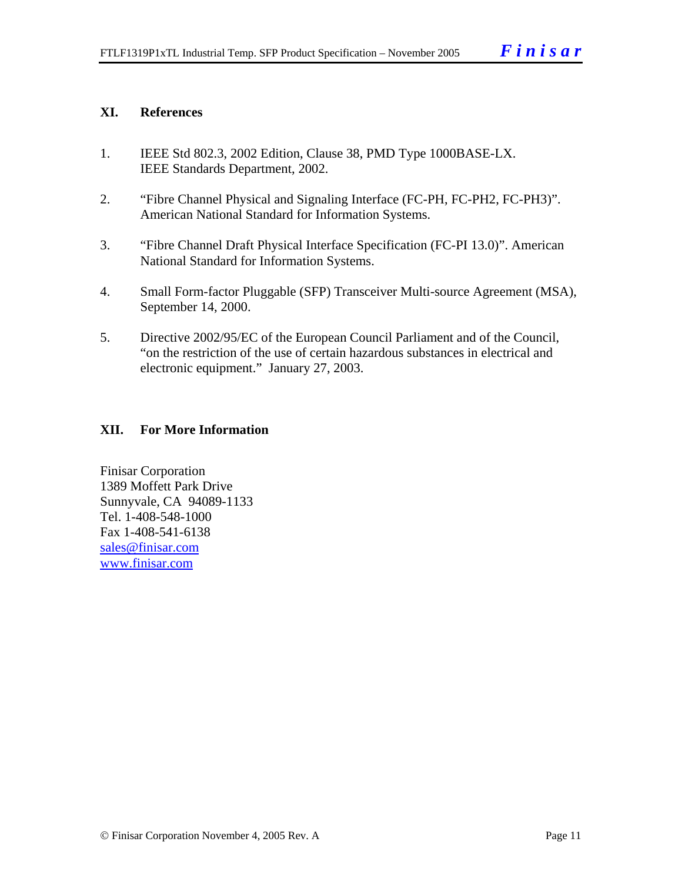## XI. References

1. IEEE Std 802.3, 2002 Edition, Clause 38, PMD Type 1000BASE-LX. IEEE Standards Department, 2002.

2. "Fibre Channel Physical and Signaling Interface (FC-PH, FC-PH2, FC-PH3)". American National Standard for Information Systems.

3. "Fibre Channel Draft Physical Interface Specification (FC-PI 13.0)". American National Standard for Information Systems.

4. Small Form-factor Pluggable (SFP) Transceiver Multi-source Agreement (MSA), September 14, 2000.

5. Directive 2002/95/EC of the European Council Parliament and of the Council, "on the restriction of the use of certain hazardous substances in electrical and electronic equipment." January 27, 2003.

## XII. For More Information

Finisar Corporation
1389 Moffett Park Drive
Sunnyvale, CA 94089-1133
Tel. 1-408-548-1000
Fax 1-408-541-6138
sales@finisar.com
www.finisar.com